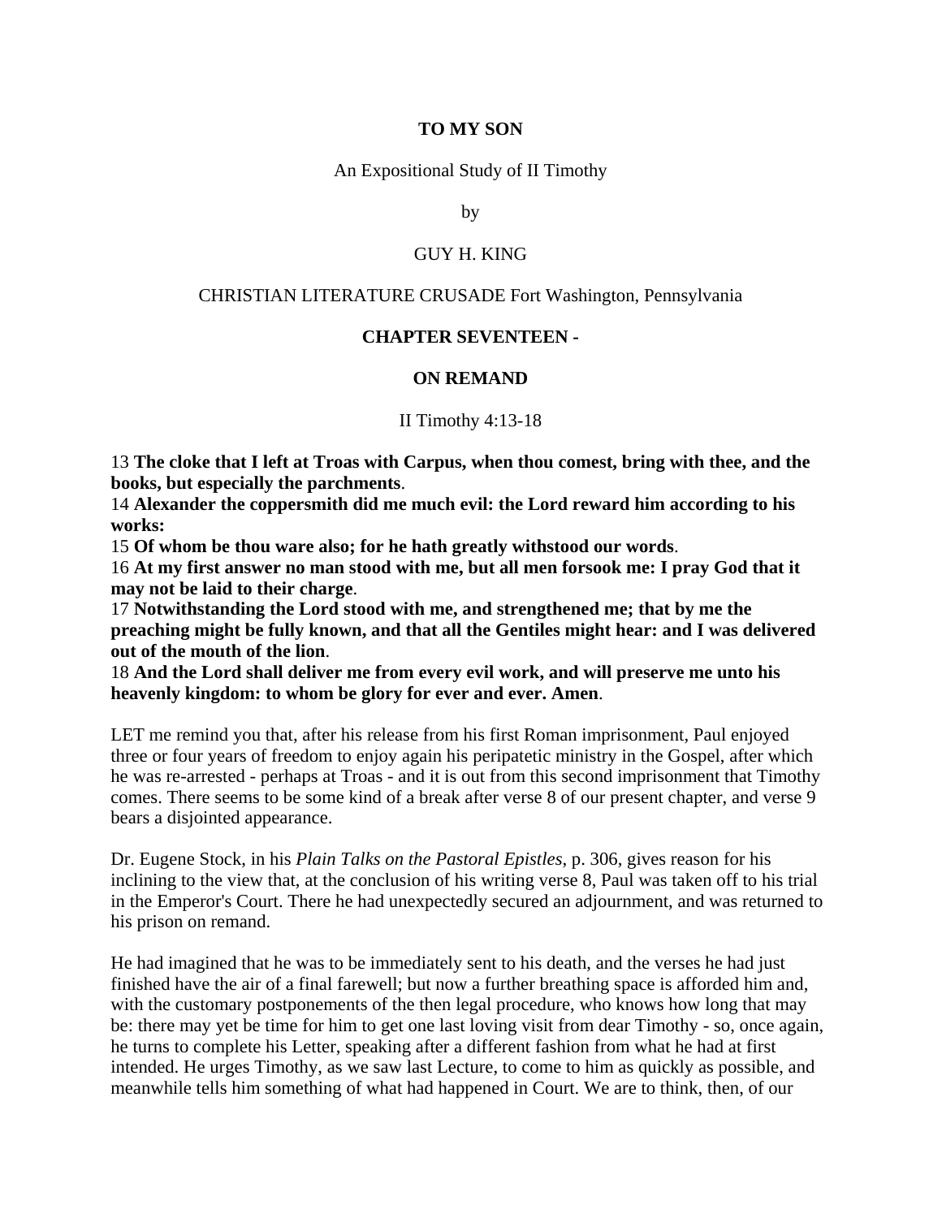# TO MY SON

An Expositional Study of II Timothy

by

GUY H. KING

CHRISTIAN LITERATURE CRUSADE Fort Washington, Pennsylvania

## CHAPTER SEVENTEEN -

## ON REMAND

II Timothy 4:13-18

13 **The cloke that I left at Troas with Carpus, when thou comest, bring with thee, and the books, but especially the parchments**.
14 **Alexander the coppersmith did me much evil: the Lord reward him according to his works:**
15 **Of whom be thou ware also; for he hath greatly withstood our words**.
16 **At my first answer no man stood with me, but all men forsook me: I pray God that it may not be laid to their charge**.
17 **Notwithstanding the Lord stood with me, and strengthened me; that by me the preaching might be fully known, and that all the Gentiles might hear: and I was delivered out of the mouth of the lion**.
18 **And the Lord shall deliver me from every evil work, and will preserve me unto his heavenly kingdom: to whom be glory for ever and ever. Amen**.

LET me remind you that, after his release from his first Roman imprisonment, Paul enjoyed three or four years of freedom to enjoy again his peripatetic ministry in the Gospel, after which he was re-arrested - perhaps at Troas - and it is out from this second imprisonment that Timothy comes. There seems to be some kind of a break after verse 8 of our present chapter, and verse 9 bears a disjointed appearance.

Dr. Eugene Stock, in his *Plain Talks on the Pastoral Epistles*, p. 306, gives reason for his inclining to the view that, at the conclusion of his writing verse 8, Paul was taken off to his trial in the Emperor's Court. There he had unexpectedly secured an adjournment, and was returned to his prison on remand.

He had imagined that he was to be immediately sent to his death, and the verses he had just finished have the air of a final farewell; but now a further breathing space is afforded him and, with the customary postponements of the then legal procedure, who knows how long that may be: there may yet be time for him to get one last loving visit from dear Timothy - so, once again, he turns to complete his Letter, speaking after a different fashion from what he had at first intended. He urges Timothy, as we saw last Lecture, to come to him as quickly as possible, and meanwhile tells him something of what had happened in Court. We are to think, then, of our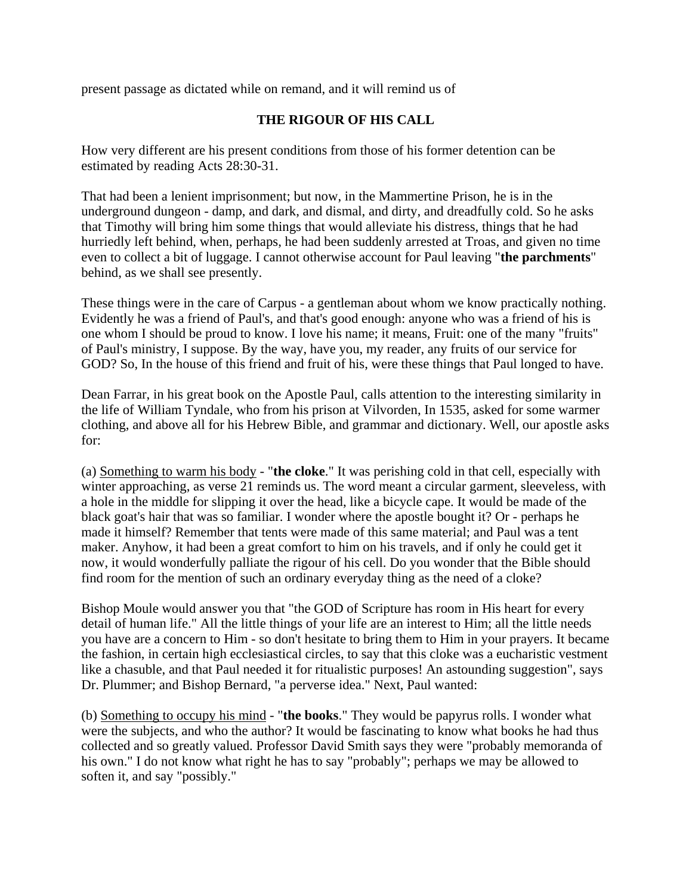present passage as dictated while on remand, and it will remind us of

## THE RIGOUR OF HIS CALL

How very different are his present conditions from those of his former detention can be estimated by reading Acts 28:30-31.

That had been a lenient imprisonment; but now, in the Mammertine Prison, he is in the underground dungeon - damp, and dark, and dismal, and dirty, and dreadfully cold. So he asks that Timothy will bring him some things that would alleviate his distress, things that he had hurriedly left behind, when, perhaps, he had been suddenly arrested at Troas, and given no time even to collect a bit of luggage. I cannot otherwise account for Paul leaving "**the parchments**" behind, as we shall see presently.

These things were in the care of Carpus - a gentleman about whom we know practically nothing. Evidently he was a friend of Paul's, and that's good enough: anyone who was a friend of his is one whom I should be proud to know. I love his name; it means, Fruit: one of the many "fruits" of Paul's ministry, I suppose. By the way, have you, my reader, any fruits of our service for GOD? So, In the house of this friend and fruit of his, were these things that Paul longed to have.

Dean Farrar, in his great book on the Apostle Paul, calls attention to the interesting similarity in the life of William Tyndale, who from his prison at Vilvorden, In 1535, asked for some warmer clothing, and above all for his Hebrew Bible, and grammar and dictionary. Well, our apostle asks for:

(a) <u>Something to warm his body</u> - "**the cloke**." It was perishing cold in that cell, especially with winter approaching, as verse 21 reminds us. The word meant a circular garment, sleeveless, with a hole in the middle for slipping it over the head, like a bicycle cape. It would be made of the black goat's hair that was so familiar. I wonder where the apostle bought it? Or - perhaps he made it himself? Remember that tents were made of this same material; and Paul was a tent maker. Anyhow, it had been a great comfort to him on his travels, and if only he could get it now, it would wonderfully palliate the rigour of his cell. Do you wonder that the Bible should find room for the mention of such an ordinary everyday thing as the need of a cloke?

Bishop Moule would answer you that "the GOD of Scripture has room in His heart for every detail of human life." All the little things of your life are an interest to Him; all the little needs you have are a concern to Him - so don't hesitate to bring them to Him in your prayers. It became the fashion, in certain high ecclesiastical circles, to say that this cloke was a eucharistic vestment like a chasuble, and that Paul needed it for ritualistic purposes! An astounding suggestion", says Dr. Plummer; and Bishop Bernard, "a perverse idea." Next, Paul wanted:

(b) <u>Something to occupy his mind</u> - "**the books**." They would be papyrus rolls. I wonder what were the subjects, and who the author? It would be fascinating to know what books he had thus collected and so greatly valued. Professor David Smith says they were "probably memoranda of his own." I do not know what right he has to say "probably"; perhaps we may be allowed to soften it, and say "possibly."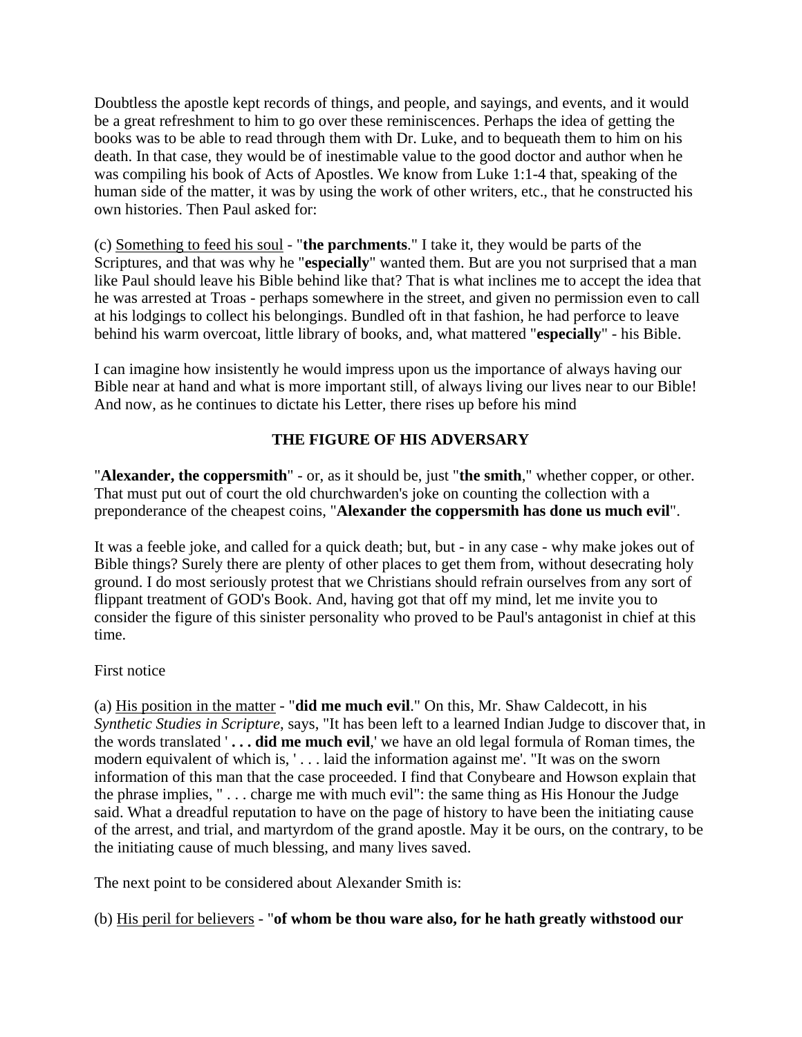Doubtless the apostle kept records of things, and people, and sayings, and events, and it would be a great refreshment to him to go over these reminiscences. Perhaps the idea of getting the books was to be able to read through them with Dr. Luke, and to bequeath them to him on his death. In that case, they would be of inestimable value to the good doctor and author when he was compiling his book of Acts of Apostles. We know from Luke 1:1-4 that, speaking of the human side of the matter, it was by using the work of other writers, etc., that he constructed his own histories. Then Paul asked for:

(c) <u>Something to feed his soul</u> - "**the parchments**." I take it, they would be parts of the Scriptures, and that was why he "**especially**" wanted them. But are you not surprised that a man like Paul should leave his Bible behind like that? That is what inclines me to accept the idea that he was arrested at Troas - perhaps somewhere in the street, and given no permission even to call at his lodgings to collect his belongings. Bundled oft in that fashion, he had perforce to leave behind his warm overcoat, little library of books, and, what mattered "**especially**" - his Bible.

I can imagine how insistently he would impress upon us the importance of always having our Bible near at hand and what is more important still, of always living our lives near to our Bible! And now, as he continues to dictate his Letter, there rises up before his mind

## THE FIGURE OF HIS ADVERSARY

"**Alexander, the coppersmith**" - or, as it should be, just "**the smith**," whether copper, or other. That must put out of court the old churchwarden's joke on counting the collection with a preponderance of the cheapest coins, "**Alexander the coppersmith has done us much evil**".

It was a feeble joke, and called for a quick death; but, but - in any case - why make jokes out of Bible things? Surely there are plenty of other places to get them from, without desecrating holy ground. I do most seriously protest that we Christians should refrain ourselves from any sort of flippant treatment of GOD's Book. And, having got that off my mind, let me invite you to consider the figure of this sinister personality who proved to be Paul's antagonist in chief at this time.

First notice

(a) <u>His position in the matter</u> - "**did me much evil**." On this, Mr. Shaw Caldecott, in his *Synthetic Studies in Scripture*, says, "It has been left to a learned Indian Judge to discover that, in the words translated ' **. . . did me much evil**,' we have an old legal formula of Roman times, the modern equivalent of which is, ' . . . laid the information against me'. "It was on the sworn information of this man that the case proceeded. I find that Conybeare and Howson explain that the phrase implies, " . . . charge me with much evil": the same thing as His Honour the Judge said. What a dreadful reputation to have on the page of history to have been the initiating cause of the arrest, and trial, and martyrdom of the grand apostle. May it be ours, on the contrary, to be the initiating cause of much blessing, and many lives saved.

The next point to be considered about Alexander Smith is:

(b) <u>His peril for believers</u> - "**of whom be thou ware also, for he hath greatly withstood our**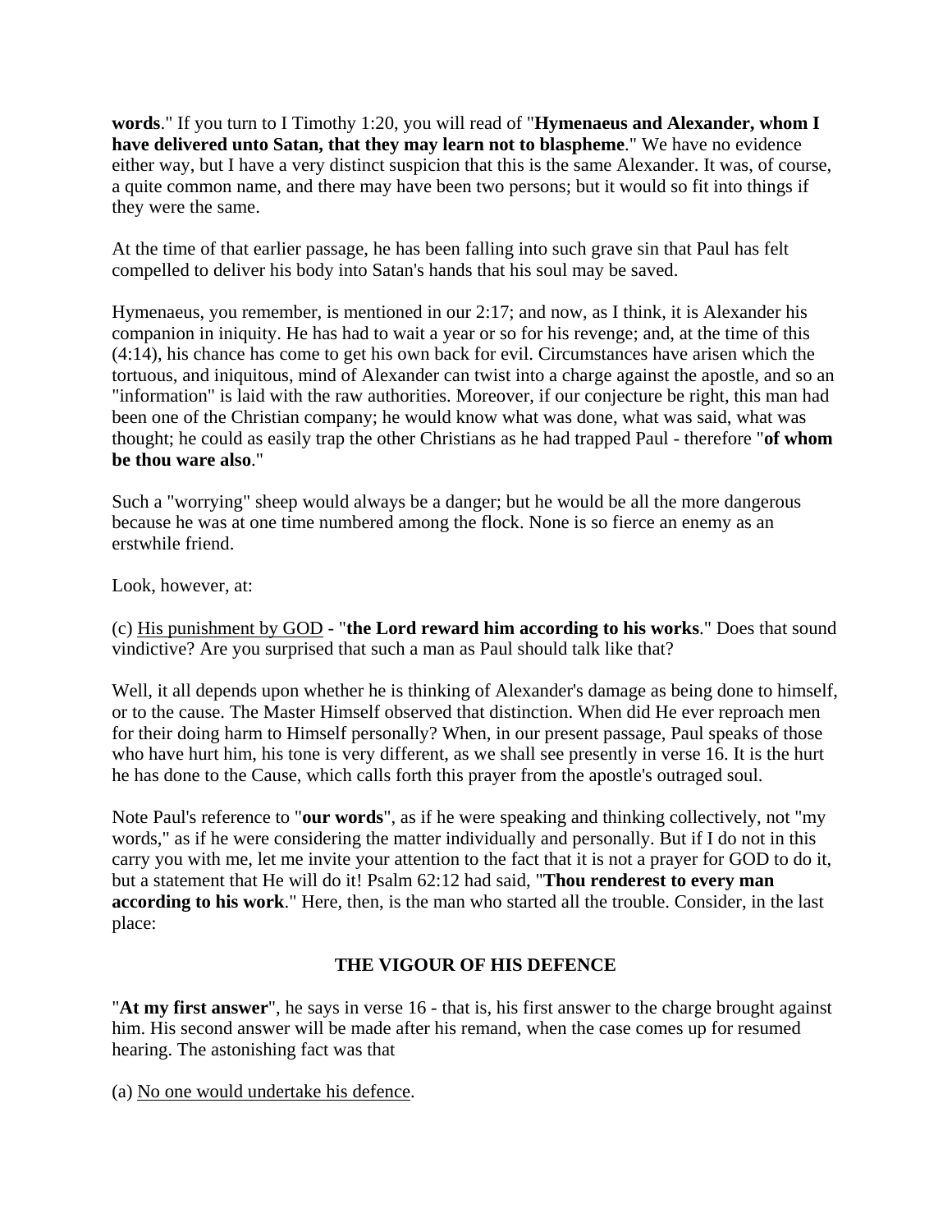**words**." If you turn to I Timothy 1:20, you will read of "**Hymenaeus and Alexander, whom I have delivered unto Satan, that they may learn not to blaspheme**." We have no evidence either way, but I have a very distinct suspicion that this is the same Alexander. It was, of course, a quite common name, and there may have been two persons; but it would so fit into things if they were the same.

At the time of that earlier passage, he has been falling into such grave sin that Paul has felt compelled to deliver his body into Satan's hands that his soul may be saved.

Hymenaeus, you remember, is mentioned in our 2:17; and now, as I think, it is Alexander his companion in iniquity. He has had to wait a year or so for his revenge; and, at the time of this (4:14), his chance has come to get his own back for evil. Circumstances have arisen which the tortuous, and iniquitous, mind of Alexander can twist into a charge against the apostle, and so an "information" is laid with the raw authorities. Moreover, if our conjecture be right, this man had been one of the Christian company; he would know what was done, what was said, what was thought; he could as easily trap the other Christians as he had trapped Paul - therefore "**of whom be thou ware also**."

Such a "worrying" sheep would always be a danger; but he would be all the more dangerous because he was at one time numbered among the flock. None is so fierce an enemy as an erstwhile friend.

Look, however, at:

(c) <u>His punishment by GOD</u> - "**the Lord reward him according to his works**." Does that sound vindictive? Are you surprised that such a man as Paul should talk like that?

Well, it all depends upon whether he is thinking of Alexander's damage as being done to himself, or to the cause. The Master Himself observed that distinction. When did He ever reproach men for their doing harm to Himself personally? When, in our present passage, Paul speaks of those who have hurt him, his tone is very different, as we shall see presently in verse 16. It is the hurt he has done to the Cause, which calls forth this prayer from the apostle's outraged soul.

Note Paul's reference to "**our words**", as if he were speaking and thinking collectively, not "my words," as if he were considering the matter individually and personally. But if I do not in this carry you with me, let me invite your attention to the fact that it is not a prayer for GOD to do it, but a statement that He will do it! Psalm 62:12 had said, "**Thou renderest to every man according to his work**." Here, then, is the man who started all the trouble. Consider, in the last place:

## THE VIGOUR OF HIS DEFENCE

"**At my first answer**", he says in verse 16 - that is, his first answer to the charge brought against him. His second answer will be made after his remand, when the case comes up for resumed hearing. The astonishing fact was that

(a) <u>No one would undertake his defence</u>.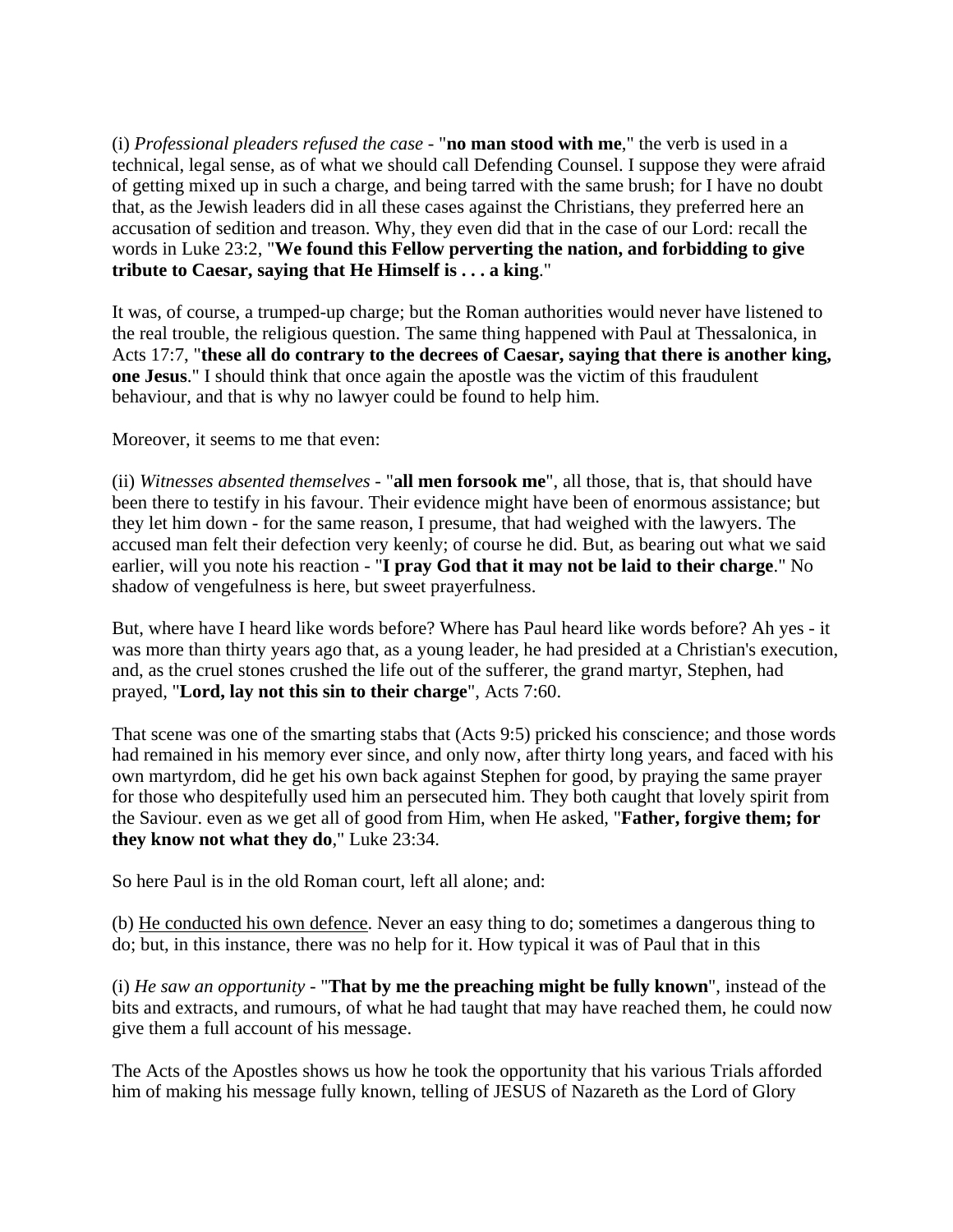(i) *Professional pleaders refused the case* - "**no man stood with me**," the verb is used in a technical, legal sense, as of what we should call Defending Counsel. I suppose they were afraid of getting mixed up in such a charge, and being tarred with the same brush; for I have no doubt that, as the Jewish leaders did in all these cases against the Christians, they preferred here an accusation of sedition and treason. Why, they even did that in the case of our Lord: recall the words in Luke 23:2, "**We found this Fellow perverting the nation, and forbidding to give tribute to Caesar, saying that He Himself is . . . a king**."

It was, of course, a trumped-up charge; but the Roman authorities would never have listened to the real trouble, the religious question. The same thing happened with Paul at Thessalonica, in Acts 17:7, "**these all do contrary to the decrees of Caesar, saying that there is another king, one Jesus**." I should think that once again the apostle was the victim of this fraudulent behaviour, and that is why no lawyer could be found to help him.

Moreover, it seems to me that even:

(ii) *Witnesses absented themselves* - "**all men forsook me**", all those, that is, that should have been there to testify in his favour. Their evidence might have been of enormous assistance; but they let him down - for the same reason, I presume, that had weighed with the lawyers. The accused man felt their defection very keenly; of course he did. But, as bearing out what we said earlier, will you note his reaction - "**I pray God that it may not be laid to their charge**." No shadow of vengefulness is here, but sweet prayerfulness.

But, where have I heard like words before? Where has Paul heard like words before? Ah yes - it was more than thirty years ago that, as a young leader, he had presided at a Christian's execution, and, as the cruel stones crushed the life out of the sufferer, the grand martyr, Stephen, had prayed, "**Lord, lay not this sin to their charge**", Acts 7:60.

That scene was one of the smarting stabs that (Acts 9:5) pricked his conscience; and those words had remained in his memory ever since, and only now, after thirty long years, and faced with his own martyrdom, did he get his own back against Stephen for good, by praying the same prayer for those who despitefully used him an persecuted him. They both caught that lovely spirit from the Saviour. even as we get all of good from Him, when He asked, "**Father, forgive them; for they know not what they do**," Luke 23:34.

So here Paul is in the old Roman court, left all alone; and:

(b) <u>He conducted his own defence</u>. Never an easy thing to do; sometimes a dangerous thing to do; but, in this instance, there was no help for it. How typical it was of Paul that in this

(i) *He saw an opportunity* - "**That by me the preaching might be fully known**", instead of the bits and extracts, and rumours, of what he had taught that may have reached them, he could now give them a full account of his message.

The Acts of the Apostles shows us how he took the opportunity that his various Trials afforded him of making his message fully known, telling of JESUS of Nazareth as the Lord of Glory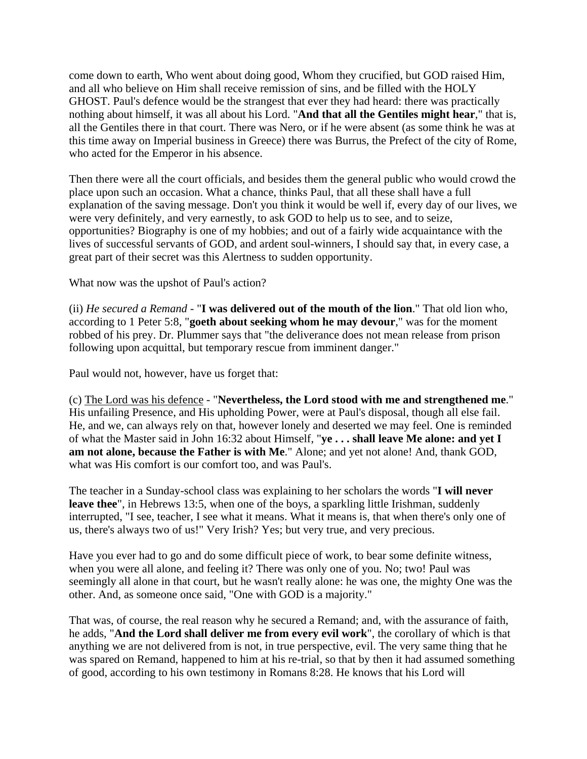come down to earth, Who went about doing good, Whom they crucified, but GOD raised Him, and all who believe on Him shall receive remission of sins, and be filled with the HOLY GHOST. Paul's defence would be the strangest that ever they had heard: there was practically nothing about himself, it was all about his Lord. "**And that all the Gentiles might hear**," that is, all the Gentiles there in that court. There was Nero, or if he were absent (as some think he was at this time away on Imperial business in Greece) there was Burrus, the Prefect of the city of Rome, who acted for the Emperor in his absence.

Then there were all the court officials, and besides them the general public who would crowd the place upon such an occasion. What a chance, thinks Paul, that all these shall have a full explanation of the saving message. Don't you think it would be well if, every day of our lives, we were very definitely, and very earnestly, to ask GOD to help us to see, and to seize, opportunities? Biography is one of my hobbies; and out of a fairly wide acquaintance with the lives of successful servants of GOD, and ardent soul-winners, I should say that, in every case, a great part of their secret was this Alertness to sudden opportunity.

What now was the upshot of Paul's action?

(ii) *He secured a Remand* - "**I was delivered out of the mouth of the lion**." That old lion who, according to 1 Peter 5:8, "**goeth about seeking whom he may devour**," was for the moment robbed of his prey. Dr. Plummer says that "the deliverance does not mean release from prison following upon acquittal, but temporary rescue from imminent danger."

Paul would not, however, have us forget that:

(c) <u>The Lord was his defence</u> - "**Nevertheless, the Lord stood with me and strengthened me**." His unfailing Presence, and His upholding Power, were at Paul's disposal, though all else fail. He, and we, can always rely on that, however lonely and deserted we may feel. One is reminded of what the Master said in John 16:32 about Himself, "**ye . . . shall leave Me alone: and yet I am not alone, because the Father is with Me**." Alone; and yet not alone! And, thank GOD, what was His comfort is our comfort too, and was Paul's.

The teacher in a Sunday-school class was explaining to her scholars the words "**I will never leave thee**", in Hebrews 13:5, when one of the boys, a sparkling little Irishman, suddenly interrupted, "I see, teacher, I see what it means. What it means is, that when there's only one of us, there's always two of us!" Very Irish? Yes; but very true, and very precious.

Have you ever had to go and do some difficult piece of work, to bear some definite witness, when you were all alone, and feeling it? There was only one of you. No; two! Paul was seemingly all alone in that court, but he wasn't really alone: he was one, the mighty One was the other. And, as someone once said, "One with GOD is a majority."

That was, of course, the real reason why he secured a Remand; and, with the assurance of faith, he adds, "**And the Lord shall deliver me from every evil work**", the corollary of which is that anything we are not delivered from is not, in true perspective, evil. The very same thing that he was spared on Remand, happened to him at his re-trial, so that by then it had assumed something of good, according to his own testimony in Romans 8:28. He knows that his Lord will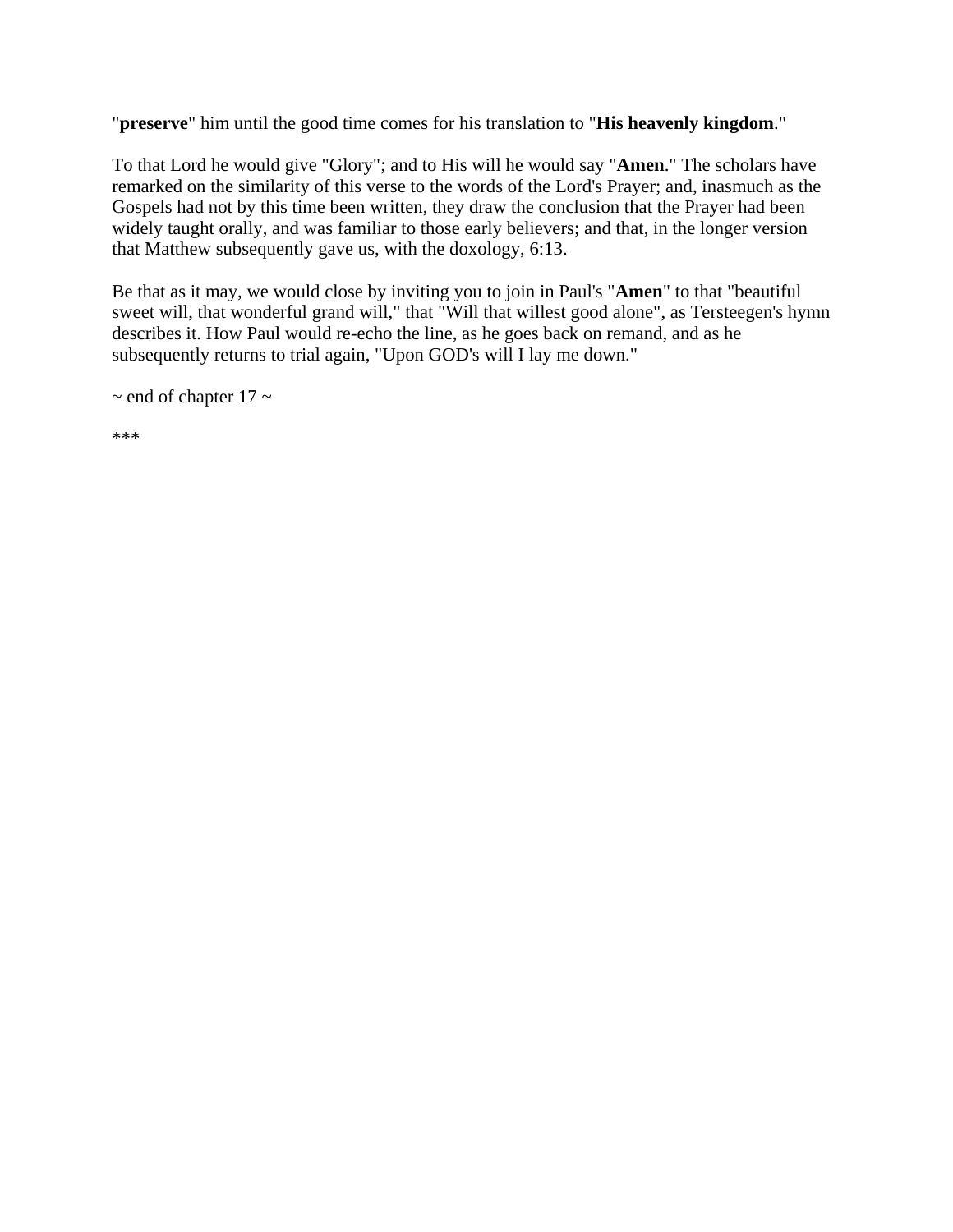"**preserve**" him until the good time comes for his translation to "**His heavenly kingdom**."

To that Lord he would give "Glory"; and to His will he would say "**Amen**." The scholars have remarked on the similarity of this verse to the words of the Lord's Prayer; and, inasmuch as the Gospels had not by this time been written, they draw the conclusion that the Prayer had been widely taught orally, and was familiar to those early believers; and that, in the longer version that Matthew subsequently gave us, with the doxology, 6:13.

Be that as it may, we would close by inviting you to join in Paul's "**Amen**" to that "beautiful sweet will, that wonderful grand will," that "Will that willest good alone", as Tersteegen's hymn describes it. How Paul would re-echo the line, as he goes back on remand, and as he subsequently returns to trial again, "Upon GOD's will I lay me down."

~ end of chapter 17 ~

***